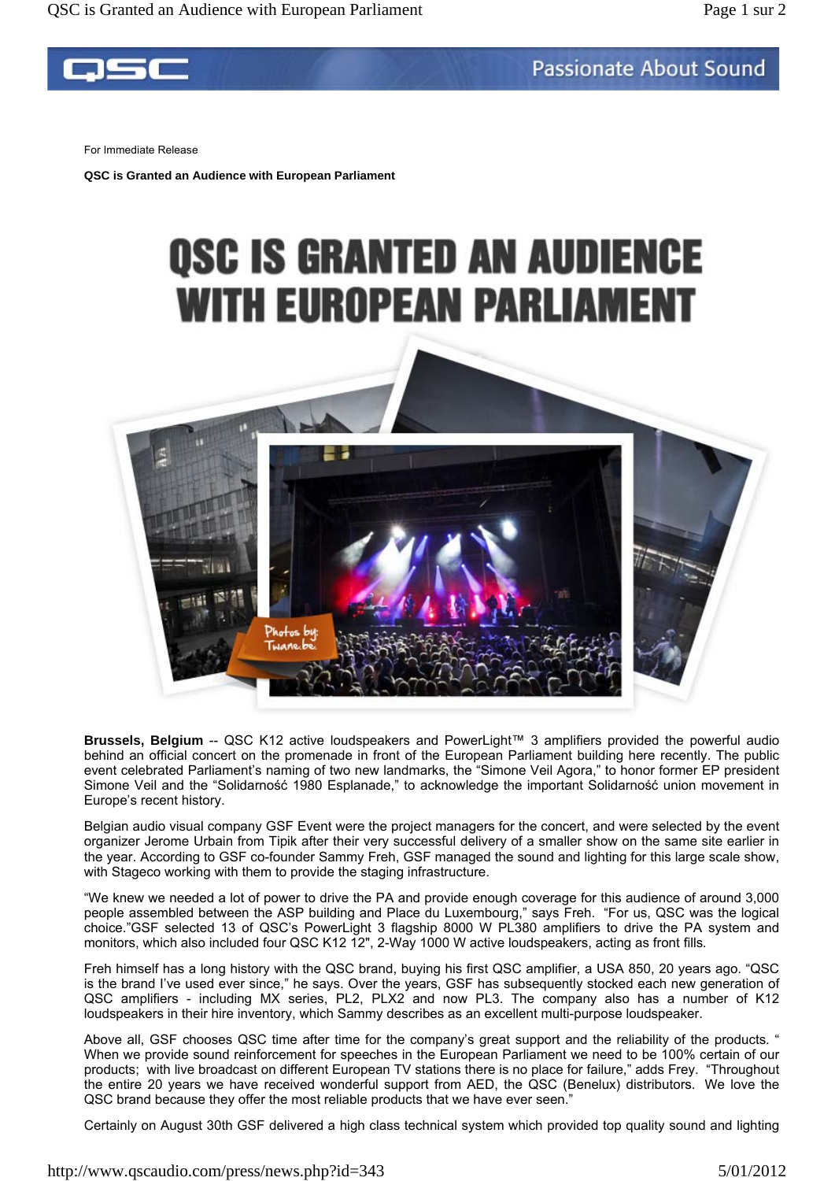For Immediate Release

**QSC is Granted an Audience with European Parliament**

# QSC IS GRANTED AN AUDIENCE WITH EUROPEAN PARLIAMENT

Photos by: Twane.be

**Brussels, Belgium** -- QSC K12 active loudspeakers and PowerLight™ 3 amplifiers provided the powerful audio behind an official concert on the promenade in front of the European Parliament building here recently. The public event celebrated Parliament's naming of two new landmarks, the "Simone Veil Agora," to honor former EP president Simone Veil and the "Solidarność 1980 Esplanade," to acknowledge the important Solidarność union movement in Europe's recent history.

Belgian audio visual company GSF Event were the project managers for the concert, and were selected by the event organizer Jerome Urbain from Tipik after their very successful delivery of a smaller show on the same site earlier in the year. According to GSF co-founder Sammy Freh, GSF managed the sound and lighting for this large scale show, with Stageco working with them to provide the staging infrastructure.

"We knew we needed a lot of power to drive the PA and provide enough coverage for this audience of around 3,000 people assembled between the ASP building and Place du Luxembourg," says Freh. "For us, QSC was the logical choice."GSF selected 13 of QSC's PowerLight 3 flagship 8000 W PL380 amplifiers to drive the PA system and monitors, which also included four QSC K12 12", 2-Way 1000 W active loudspeakers, acting as front fills.

Freh himself has a long history with the QSC brand, buying his first QSC amplifier, a USA 850, 20 years ago. "QSC is the brand I've used ever since," he says. Over the years, GSF has subsequently stocked each new generation of QSC amplifiers - including MX series, PL2, PLX2 and now PL3. The company also has a number of K12 loudspeakers in their hire inventory, which Sammy describes as an excellent multi-purpose loudspeaker.

Above all, GSF chooses QSC time after time for the company's great support and the reliability of the products. " When we provide sound reinforcement for speeches in the European Parliament we need to be 100% certain of our products; with live broadcast on different European TV stations there is no place for failure," adds Frey. "Throughout the entire 20 years we have received wonderful support from AED, the QSC (Benelux) distributors. We love the QSC brand because they offer the most reliable products that we have ever seen."

Certainly on August 30th GSF delivered a high class technical system which provided top quality sound and lighting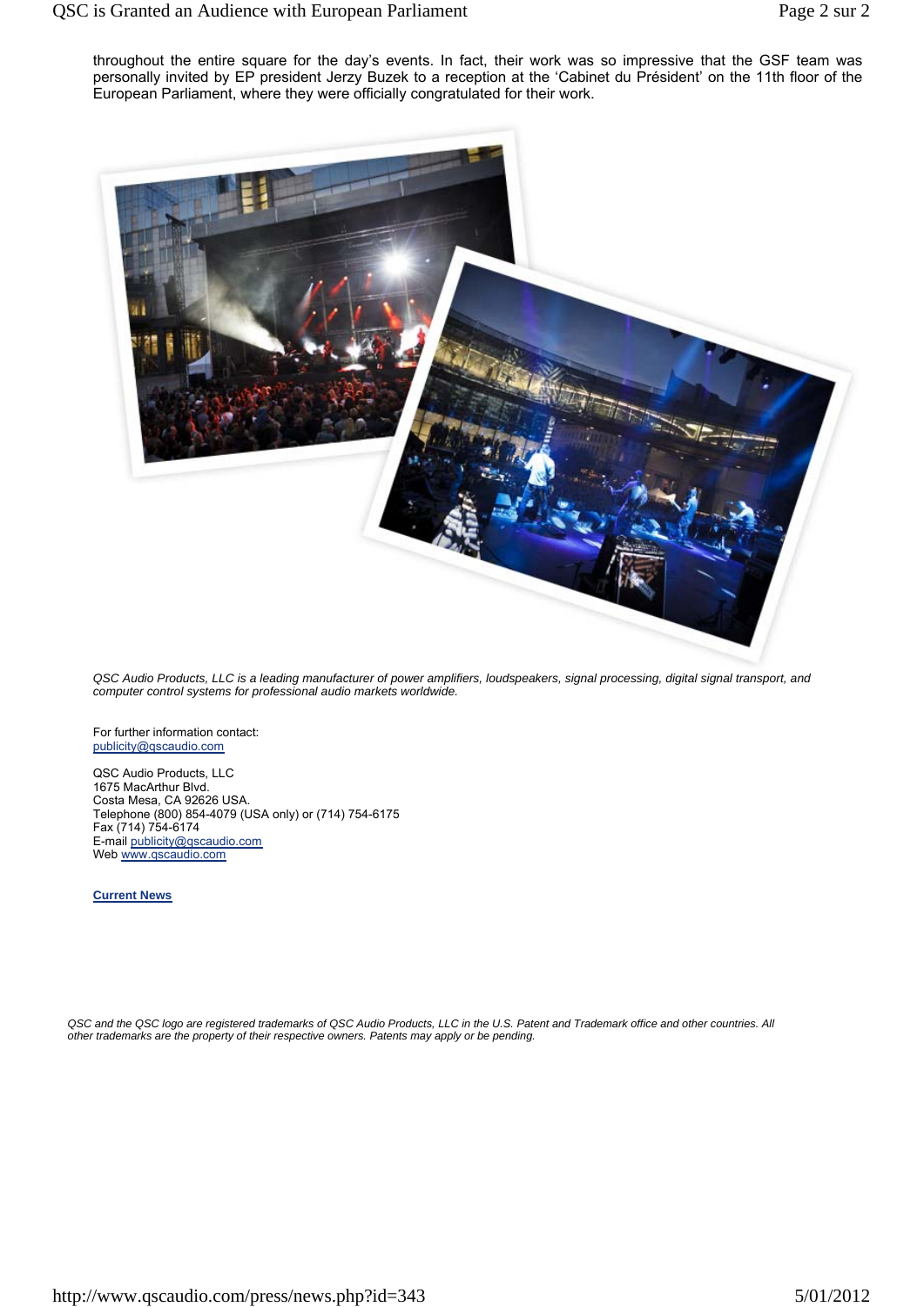throughout the entire square for the day's events. In fact, their work was so impressive that the GSF team was personally invited by EP president Jerzy Buzek to a reception at the 'Cabinet du Président' on the 11th floor of the European Parliament, where they were officially congratulated for their work.

*QSC Audio Products, LLC is a leading manufacturer of power amplifiers, loudspeakers, signal processing, digital signal transport, and computer control systems for professional audio markets worldwide.*

For further information contact:
publicity@qscaudio.com

QSC Audio Products, LLC
1675 MacArthur Blvd.
Costa Mesa, CA 92626 USA.
Telephone (800) 854-4079 (USA only) or (714) 754-6175
Fax (714) 754-6174
E-mail publicity@qscaudio.com
Web www.qscaudio.com

**Current News**

*QSC and the QSC logo are registered trademarks of QSC Audio Products, LLC in the U.S. Patent and Trademark office and other countries. All other trademarks are the property of their respective owners. Patents may apply or be pending.*